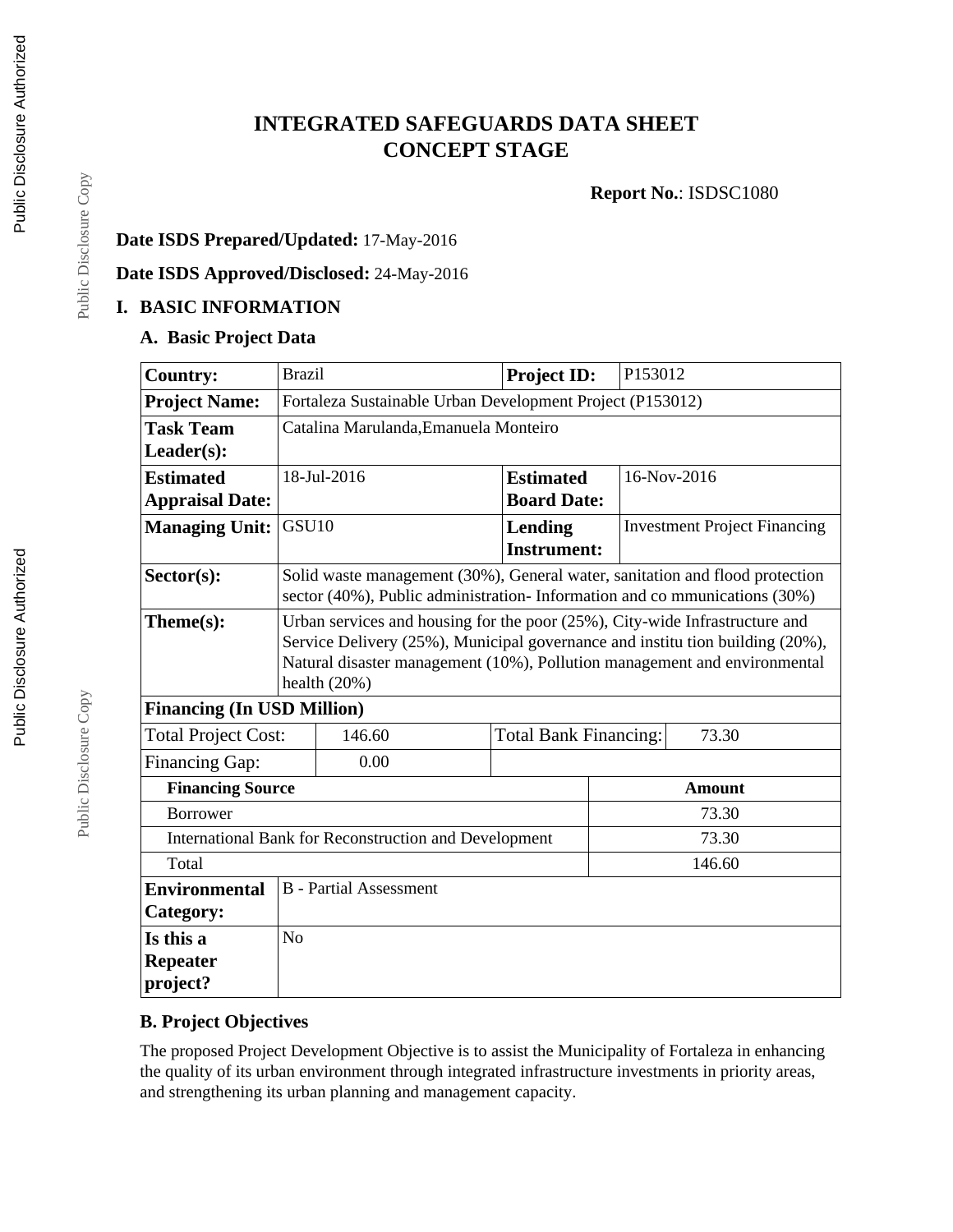# INTEGRATED SAFEGUARDS DATA SHEET
# CONCEPT STAGE

**Report No.**: ISDSC1080

**Date ISDS Prepared/Updated:** 17-May-2016

**Date ISDS Approved/Disclosed:** 24-May-2016

## I. BASIC INFORMATION

### A. Basic Project Data

| | | | |
|---|---|---|---|
| **Country:** | Brazil | **Project ID:** | P153012 |
| **Project Name:** | Fortaleza Sustainable Urban Development Project (P153012) | | |
| **Task Team Leader(s):** | Catalina Marulanda,Emanuela Monteiro | | |
| **Estimated Appraisal Date:** | 18-Jul-2016 | **Estimated Board Date:** | 16-Nov-2016 |
| **Managing Unit:** | GSU10 | **Lending Instrument:** | Investment Project Financing |
| **Sector(s):** | Solid waste management (30%), General water, sanitation and flood protection sector (40%), Public administration- Information and co mmunications (30%) | | |
| **Theme(s):** | Urban services and housing for the poor (25%), City-wide Infrastructure and Service Delivery (25%), Municipal governance and institu tion building (20%), Natural disaster management (10%), Pollution management and environmental health (20%) | | |

**Financing (In USD Million)**

| | | | |
|---|---|---|---|
| Total Project Cost: | 146.60 | Total Bank Financing: | 73.30 |
| Financing Gap: | 0.00 | | |

| Financing Source | Amount |
|---|---|
| Borrower | 73.30 |
| International Bank for Reconstruction and Development | 73.30 |
| Total | 146.60 |

| | |
|---|---|
| **Environmental Category:** | B - Partial Assessment |
| **Is this a Repeater project?** | No |

### B. Project Objectives

The proposed Project Development Objective is to assist the Municipality of Fortaleza in enhancing the quality of its urban environment through integrated infrastructure investments in priority areas, and strengthening its urban planning and management capacity.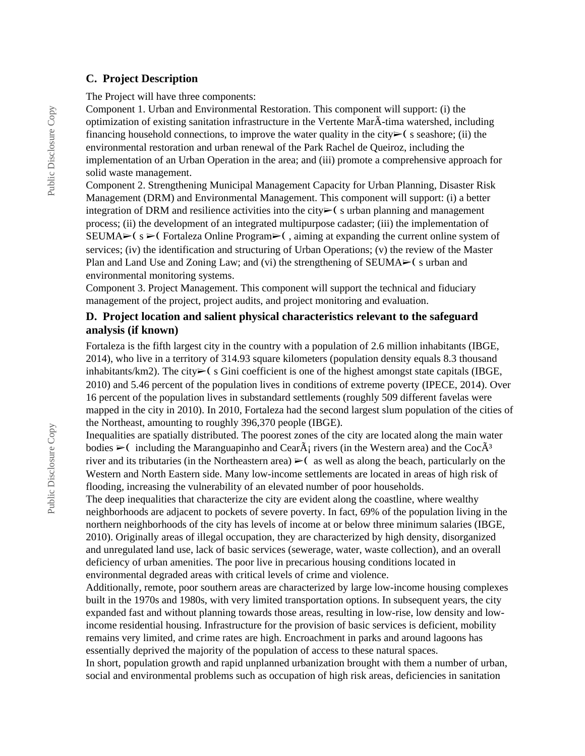## C. Project Description

The Project will have three components:

Component 1. Urban and Environmental Restoration. This component will support: (i) the optimization of existing sanitation infrastructure in the Vertente MarÃ-tima watershed, including financing household connections, to improve the water quality in the city➢( s seashore; (ii) the environmental restoration and urban renewal of the Park Rachel de Queiroz, including the implementation of an Urban Operation in the area; and (iii) promote a comprehensive approach for solid waste management.

Component 2. Strengthening Municipal Management Capacity for Urban Planning, Disaster Risk Management (DRM) and Environmental Management. This component will support: (i) a better integration of DRM and resilience activities into the city➢( s urban planning and management process; (ii) the development of an integrated multipurpose cadaster; (iii) the implementation of SEUMA➢( s ➢( Fortaleza Online Program➢( , aiming at expanding the current online system of services; (iv) the identification and structuring of Urban Operations; (v) the review of the Master Plan and Land Use and Zoning Law; and (vi) the strengthening of SEUMA➢( s urban and environmental monitoring systems.

Component 3. Project Management. This component will support the technical and fiduciary management of the project, project audits, and project monitoring and evaluation.

## D. Project location and salient physical characteristics relevant to the safeguard analysis (if known)

Fortaleza is the fifth largest city in the country with a population of 2.6 million inhabitants (IBGE, 2014), who live in a territory of 314.93 square kilometers (population density equals 8.3 thousand inhabitants/km2). The city➢( s Gini coefficient is one of the highest amongst state capitals (IBGE, 2010) and 5.46 percent of the population lives in conditions of extreme poverty (IPECE, 2014). Over 16 percent of the population lives in substandard settlements (roughly 509 different favelas were mapped in the city in 2010). In 2010, Fortaleza had the second largest slum population of the cities of the Northeast, amounting to roughly 396,370 people (IBGE).

Inequalities are spatially distributed. The poorest zones of the city are located along the main water bodies ➢( including the Maranguapinho and CearÃ¡ rivers (in the Western area) and the CocÃ³ river and its tributaries (in the Northeastern area) ➢( as well as along the beach, particularly on the Western and North Eastern side. Many low-income settlements are located in areas of high risk of flooding, increasing the vulnerability of an elevated number of poor households.

The deep inequalities that characterize the city are evident along the coastline, where wealthy neighborhoods are adjacent to pockets of severe poverty. In fact, 69% of the population living in the northern neighborhoods of the city has levels of income at or below three minimum salaries (IBGE, 2010). Originally areas of illegal occupation, they are characterized by high density, disorganized and unregulated land use, lack of basic services (sewerage, water, waste collection), and an overall deficiency of urban amenities. The poor live in precarious housing conditions located in environmental degraded areas with critical levels of crime and violence.

Additionally, remote, poor southern areas are characterized by large low-income housing complexes built in the 1970s and 1980s, with very limited transportation options. In subsequent years, the city expanded fast and without planning towards those areas, resulting in low-rise, low density and low-income residential housing. Infrastructure for the provision of basic services is deficient, mobility remains very limited, and crime rates are high. Encroachment in parks and around lagoons has essentially deprived the majority of the population of access to these natural spaces.

In short, population growth and rapid unplanned urbanization brought with them a number of urban, social and environmental problems such as occupation of high risk areas, deficiencies in sanitation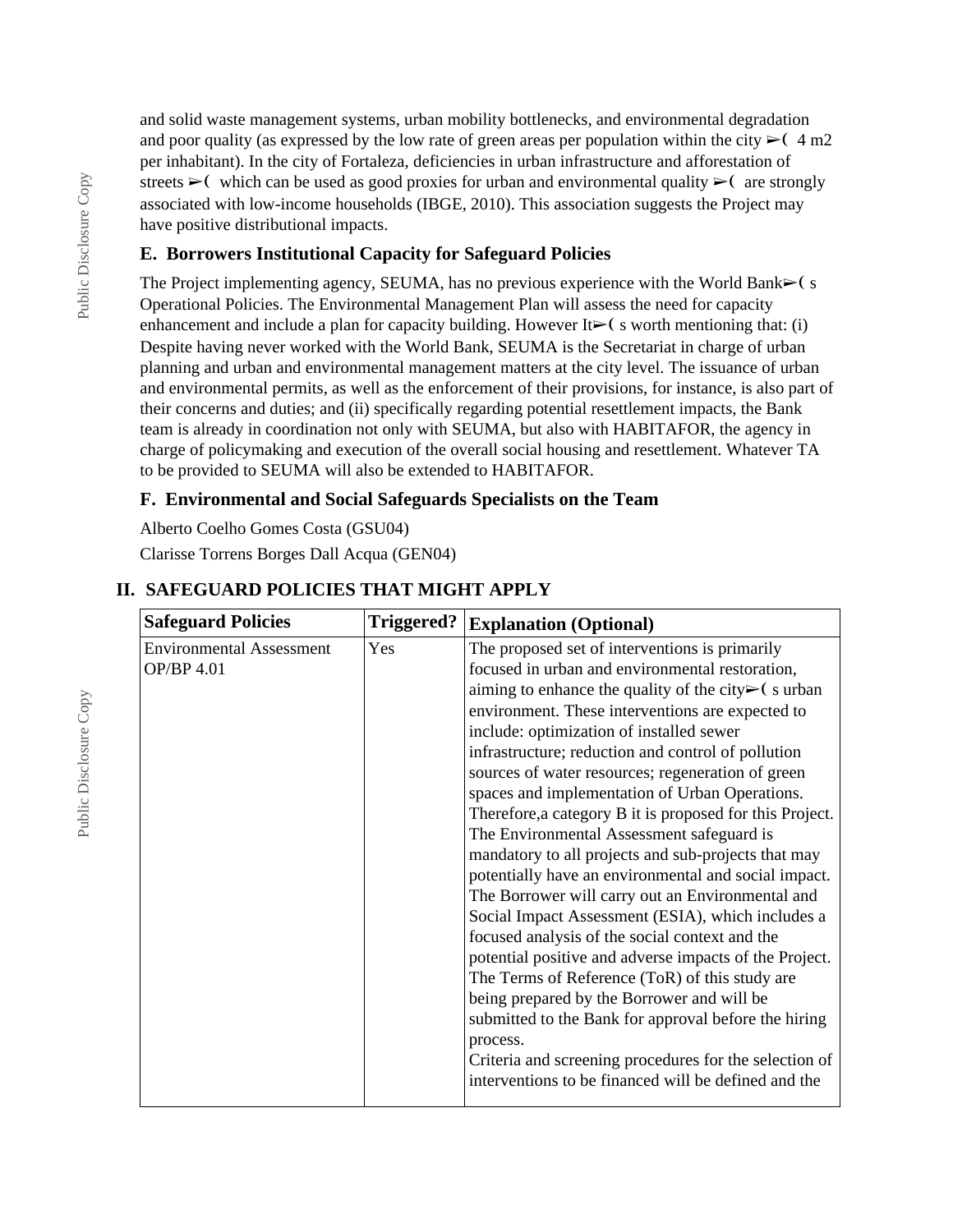and solid waste management systems, urban mobility bottlenecks, and environmental degradation and poor quality (as expressed by the low rate of green areas per population within the city ➢( 4 m2 per inhabitant). In the city of Fortaleza, deficiencies in urban infrastructure and afforestation of streets ➢( which can be used as good proxies for urban and environmental quality ➢( are strongly associated with low-income households (IBGE, 2010). This association suggests the Project may have positive distributional impacts.

### E. Borrowers Institutional Capacity for Safeguard Policies

The Project implementing agency, SEUMA, has no previous experience with the World Bank➢( s Operational Policies. The Environmental Management Plan will assess the need for capacity enhancement and include a plan for capacity building. However It➢( s worth mentioning that: (i) Despite having never worked with the World Bank, SEUMA is the Secretariat in charge of urban planning and urban and environmental management matters at the city level. The issuance of urban and environmental permits, as well as the enforcement of their provisions, for instance, is also part of their concerns and duties; and (ii) specifically regarding potential resettlement impacts, the Bank team is already in coordination not only with SEUMA, but also with HABITAFOR, the agency in charge of policymaking and execution of the overall social housing and resettlement. Whatever TA to be provided to SEUMA will also be extended to HABITAFOR.

### F. Environmental and Social Safeguards Specialists on the Team

Alberto Coelho Gomes Costa (GSU04)

Clarisse Torrens Borges Dall Acqua (GEN04)

## II. SAFEGUARD POLICIES THAT MIGHT APPLY

| Safeguard Policies | Triggered? | Explanation (Optional) |
|---|---|---|
| Environmental Assessment OP/BP 4.01 | Yes | The proposed set of interventions is primarily focused in urban and environmental restoration, aiming to enhance the quality of the city➢( s urban environment. These interventions are expected to include: optimization of installed sewer infrastructure; reduction and control of pollution sources of water resources; regeneration of green spaces and implementation of Urban Operations. Therefore,a category B it is proposed for this Project. The Environmental Assessment safeguard is mandatory to all projects and sub-projects that may potentially have an environmental and social impact. The Borrower will carry out an Environmental and Social Impact Assessment (ESIA), which includes a focused analysis of the social context and the potential positive and adverse impacts of the Project. The Terms of Reference (ToR) of this study are being prepared by the Borrower and will be submitted to the Bank for approval before the hiring process.<br>Criteria and screening procedures for the selection of interventions to be financed will be defined and the |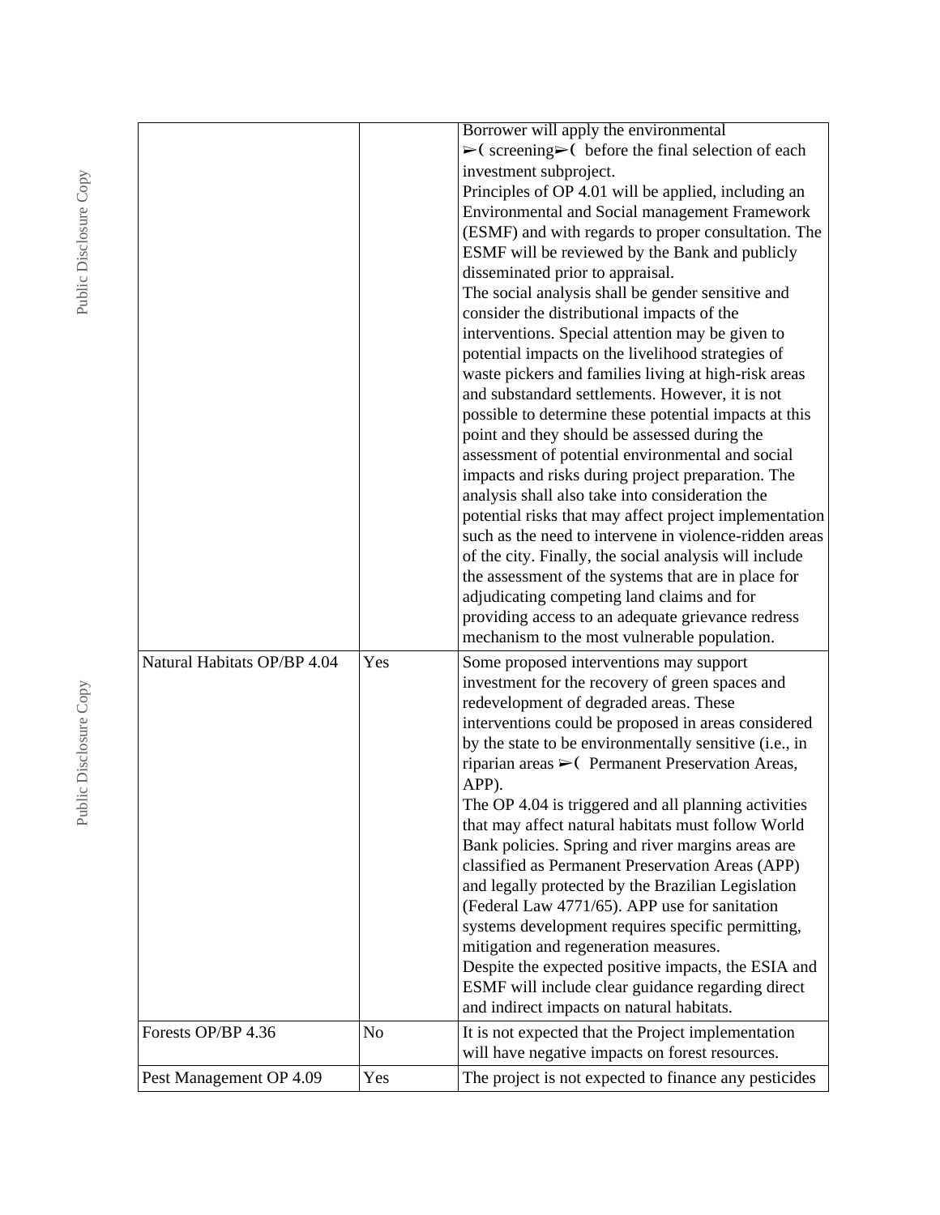| | | |
|---|---|---|
| | | Borrower will apply the environmental ➢( screening➢( before the final selection of each investment subproject.<br>Principles of OP 4.01 will be applied, including an Environmental and Social management Framework (ESMF) and with regards to proper consultation. The ESMF will be reviewed by the Bank and publicly disseminated prior to appraisal.<br>The social analysis shall be gender sensitive and consider the distributional impacts of the interventions. Special attention may be given to potential impacts on the livelihood strategies of waste pickers and families living at high-risk areas and substandard settlements. However, it is not possible to determine these potential impacts at this point and they should be assessed during the assessment of potential environmental and social impacts and risks during project preparation. The analysis shall also take into consideration the potential risks that may affect project implementation such as the need to intervene in violence-ridden areas of the city. Finally, the social analysis will include the assessment of the systems that are in place for adjudicating competing land claims and for providing access to an adequate grievance redress mechanism to the most vulnerable population. |
| Natural Habitats OP/BP 4.04 | Yes | Some proposed interventions may support investment for the recovery of green spaces and redevelopment of degraded areas. These interventions could be proposed in areas considered by the state to be environmentally sensitive (i.e., in riparian areas ➢( Permanent Preservation Areas, APP).<br>The OP 4.04 is triggered and all planning activities that may affect natural habitats must follow World Bank policies. Spring and river margins areas are classified as Permanent Preservation Areas (APP) and legally protected by the Brazilian Legislation (Federal Law 4771/65). APP use for sanitation systems development requires specific permitting, mitigation and regeneration measures.<br>Despite the expected positive impacts, the ESIA and ESMF will include clear guidance regarding direct and indirect impacts on natural habitats. |
| Forests OP/BP 4.36 | No | It is not expected that the Project implementation will have negative impacts on forest resources. |
| Pest Management OP 4.09 | Yes | The project is not expected to finance any pesticides |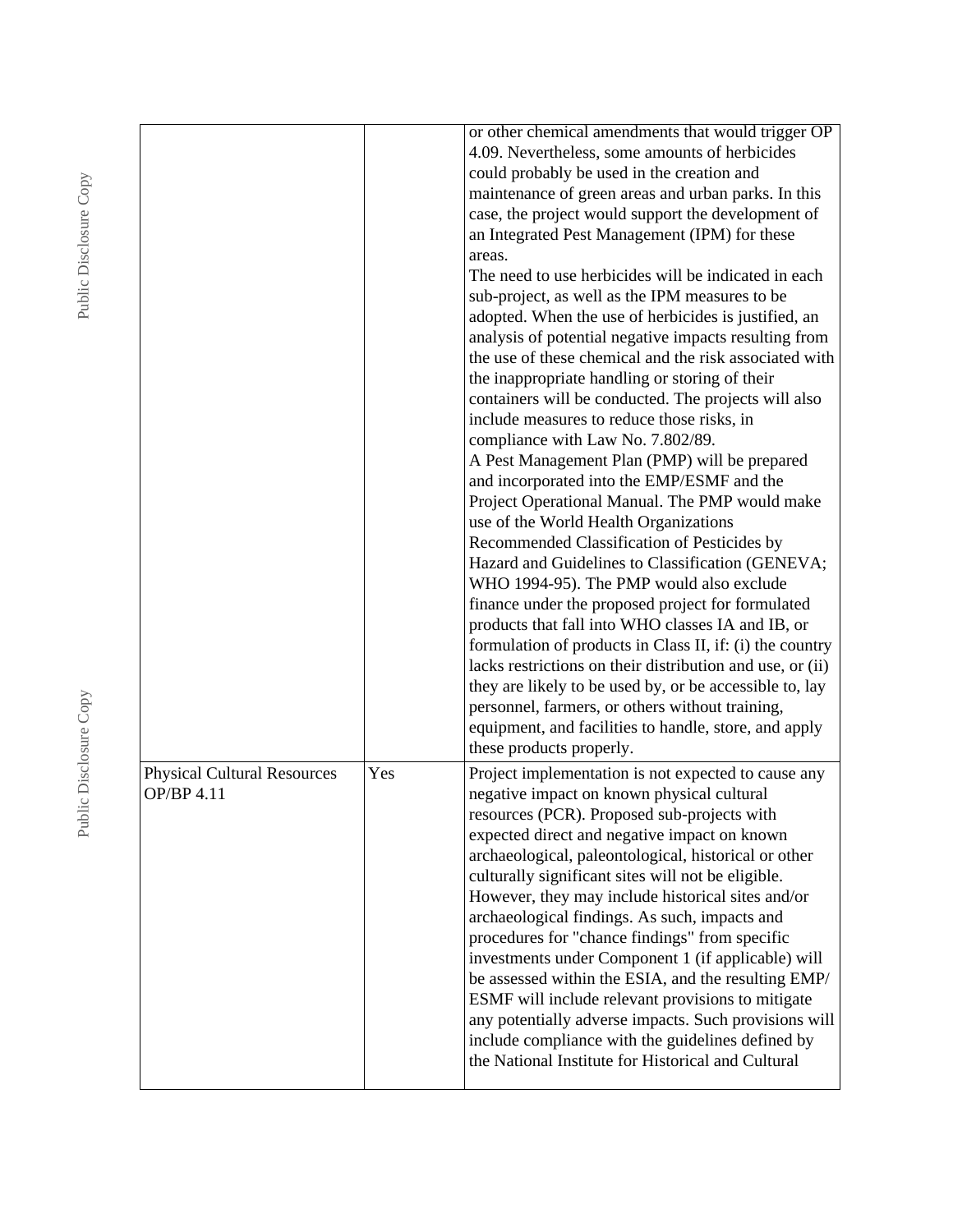| | | |
|---|---|---|
| | | or other chemical amendments that would trigger OP 4.09. Nevertheless, some amounts of herbicides could probably be used in the creation and maintenance of green areas and urban parks. In this case, the project would support the development of an Integrated Pest Management (IPM) for these areas.<br>The need to use herbicides will be indicated in each sub-project, as well as the IPM measures to be adopted. When the use of herbicides is justified, an analysis of potential negative impacts resulting from the use of these chemical and the risk associated with the inappropriate handling or storing of their containers will be conducted. The projects will also include measures to reduce those risks, in compliance with Law No. 7.802/89.<br>A Pest Management Plan (PMP) will be prepared and incorporated into the EMP/ESMF and the Project Operational Manual. The PMP would make use of the World Health Organizations Recommended Classification of Pesticides by Hazard and Guidelines to Classification (GENEVA; WHO 1994-95). The PMP would also exclude finance under the proposed project for formulated products that fall into WHO classes IA and IB, or formulation of products in Class II, if: (i) the country lacks restrictions on their distribution and use, or (ii) they are likely to be used by, or be accessible to, lay personnel, farmers, or others without training, equipment, and facilities to handle, store, and apply these products properly. |
| Physical Cultural Resources OP/BP 4.11 | Yes | Project implementation is not expected to cause any negative impact on known physical cultural resources (PCR). Proposed sub-projects with expected direct and negative impact on known archaeological, paleontological, historical or other culturally significant sites will not be eligible. However, they may include historical sites and/or archaeological findings. As such, impacts and procedures for "chance findings" from specific investments under Component 1 (if applicable) will be assessed within the ESIA, and the resulting EMP/ESMF will include relevant provisions to mitigate any potentially adverse impacts. Such provisions will include compliance with the guidelines defined by the National Institute for Historical and Cultural |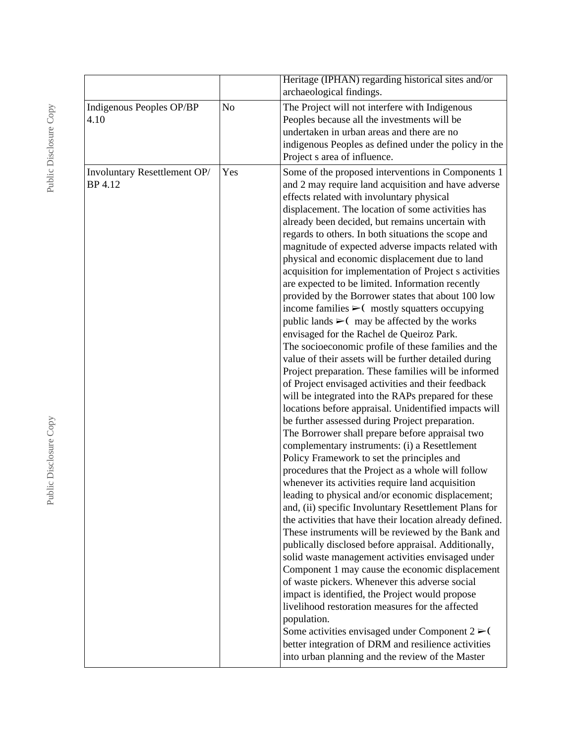| | | |
|---|---|---|
| | | Heritage (IPHAN) regarding historical sites and/or archaeological findings. |
| Indigenous Peoples OP/BP 4.10 | No | The Project will not interfere with Indigenous Peoples because all the investments will be undertaken in urban areas and there are no indigenous Peoples as defined under the policy in the Project s area of influence. |
| Involuntary Resettlement OP/ BP 4.12 | Yes | Some of the proposed interventions in Components 1 and 2 may require land acquisition and have adverse effects related with involuntary physical displacement. The location of some activities has already been decided, but remains uncertain with regards to others. In both situations the scope and magnitude of expected adverse impacts related with physical and economic displacement due to land acquisition for implementation of Project s activities are expected to be limited. Information recently provided by the Borrower states that about 100 low income families ➢( mostly squatters occupying public lands ➢( may be affected by the works envisaged for the Rachel de Queiroz Park.<br>The socioeconomic profile of these families and the value of their assets will be further detailed during Project preparation. These families will be informed of Project envisaged activities and their feedback will be integrated into the RAPs prepared for these locations before appraisal. Unidentified impacts will be further assessed during Project preparation.<br>The Borrower shall prepare before appraisal two complementary instruments: (i) a Resettlement Policy Framework to set the principles and procedures that the Project as a whole will follow whenever its activities require land acquisition leading to physical and/or economic displacement; and, (ii) specific Involuntary Resettlement Plans for the activities that have their location already defined. These instruments will be reviewed by the Bank and publically disclosed before appraisal. Additionally, solid waste management activities envisaged under Component 1 may cause the economic displacement of waste pickers. Whenever this adverse social impact is identified, the Project would propose livelihood restoration measures for the affected population.<br>Some activities envisaged under Component 2 ➢( better integration of DRM and resilience activities into urban planning and the review of the Master |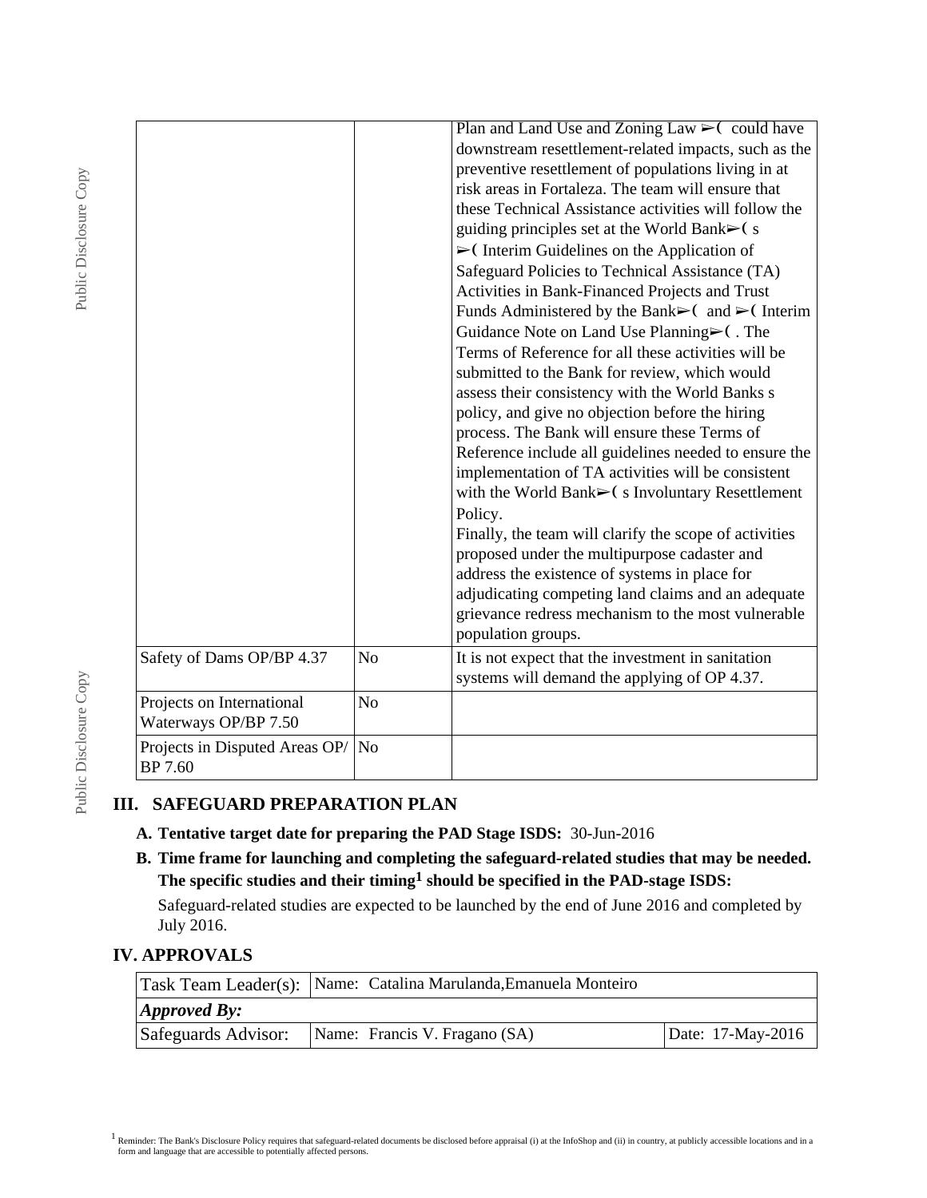| | | |
|---|---|---|
| | | Plan and Land Use and Zoning Law ➢( could have downstream resettlement-related impacts, such as the preventive resettlement of populations living in at risk areas in Fortaleza. The team will ensure that these Technical Assistance activities will follow the guiding principles set at the World Bank➢( s ➢( Interim Guidelines on the Application of Safeguard Policies to Technical Assistance (TA) Activities in Bank-Financed Projects and Trust Funds Administered by the Bank➢( and ➢( Interim Guidance Note on Land Use Planning➢( . The Terms of Reference for all these activities will be submitted to the Bank for review, which would assess their consistency with the World Banks s policy, and give no objection before the hiring process. The Bank will ensure these Terms of Reference include all guidelines needed to ensure the implementation of TA activities will be consistent with the World Bank➢( s Involuntary Resettlement Policy.<br>Finally, the team will clarify the scope of activities proposed under the multipurpose cadaster and address the existence of systems in place for adjudicating competing land claims and an adequate grievance redress mechanism to the most vulnerable population groups. |
| Safety of Dams OP/BP 4.37 | No | It is not expect that the investment in sanitation systems will demand the applying of OP 4.37. |
| Projects on International Waterways OP/BP 7.50 | No | |
| Projects in Disputed Areas OP/BP 7.60 | No | |

## III. SAFEGUARD PREPARATION PLAN

**A. Tentative target date for preparing the PAD Stage ISDS:** 30-Jun-2016

**B. Time frame for launching and completing the safeguard-related studies that may be needed. The specific studies and their timing[1] should be specified in the PAD-stage ISDS:**

Safeguard-related studies are expected to be launched by the end of June 2016 and completed by July 2016.

## IV. APPROVALS

| Task Team Leader(s): | Name: Catalina Marulanda,Emanuela Monteiro | |
|---|---|---|
| ***Approved By:*** | | |
| Safeguards Advisor: | Name: Francis V. Fragano (SA) | Date: 17-May-2016 |

[1] Reminder: The Bank's Disclosure Policy requires that safeguard-related documents be disclosed before appraisal (i) at the InfoShop and (ii) in country, at publicly accessible locations and in a form and language that are accessible to potentially affected persons.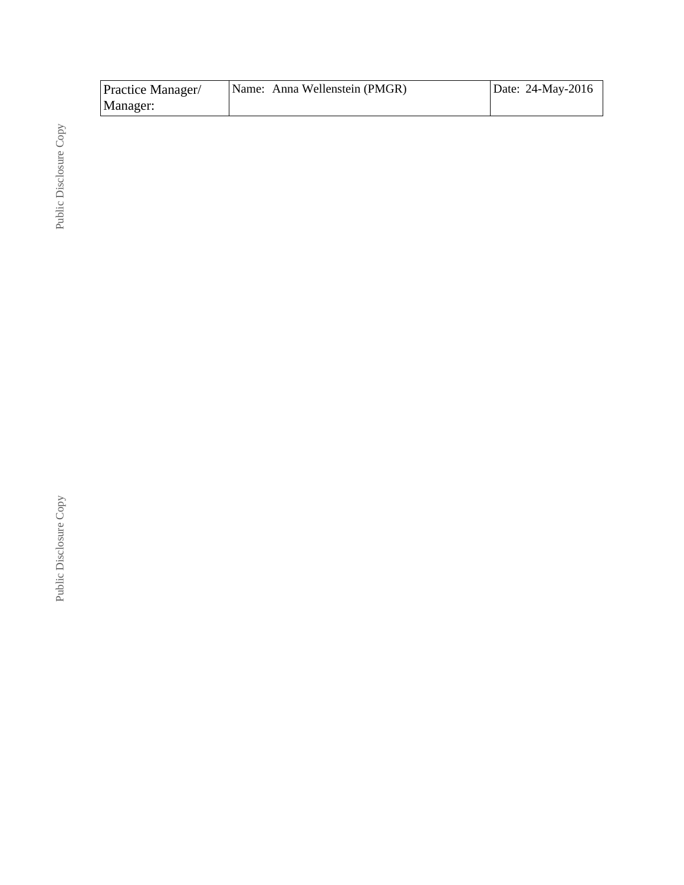| | | |
|---|---|---|
| Practice Manager/ Manager: | Name: Anna Wellenstein (PMGR) | Date: 24-May-2016 |